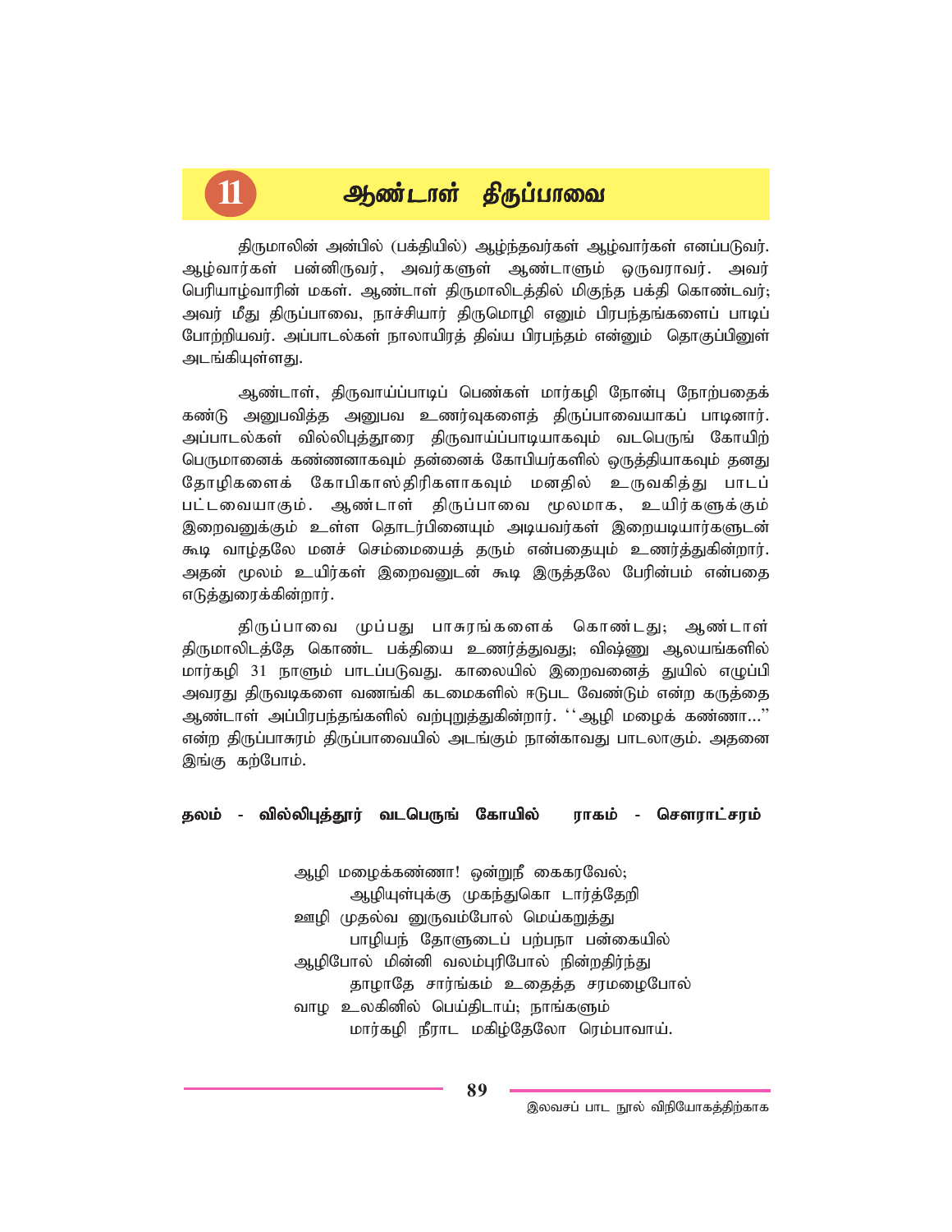# 11 ஆண்டாள் திருப்பாவை

திருமாலின் அன்பில் (பக்தியில்) ஆழ்ந்தவர்கள் ஆழ்வார்கள் எனப்படுவர். ஆழ்வார்கள் பன்னிருவர், அவர்களுள் ஆண்டாளும் ஒருவராவர். அவர் பெரியாழ்வாரின் மகள். ஆண்டாள் திருமாலிடத்தில் மிகுந்த பக்தி கொண்டவர்; அவர் மீது திருப்பாவை, நாச்சியார் திருமொழி எனும் பிரபந்தங்களைப் பாடிப் போற்றியவர். அப்பாடல்கள் நாலாயிரத் திவ்ய பிரபந்தம் என்னும் தொகுப்பினுள் அடங்கியுள்ளது.

ஆண்டாள், திருவாய்ப்பாடிப் பெண்கள் மார்கழி நோன்பு நோற்பதைக் கண்டு அனுபவித்த அனுபவ உணர்வுகளைத் திருப்பாவையாகப் பாடினார். அப்பாடல்கள் வில்லிபுத்தூரை திருவாய்ப்பாடியாகவும் வடபெருங் கோயிற் பெருமானைக் கண்ணனாகவும் தன்னைக் கோபியர்களில் ஒருத்தியாகவும் தனது தோழிகளைக் கோபிகாஸ்திரிகளாகவும் மனதில் உருவகித்து பாடப் பட்டவையாகும். ஆண்டாள் திருப்பாவை மூலமாக, உயிர்களுக்கும் இறைவனுக்கும் உள்ள தொடர்பினையும் அடியவர்கள் இறையடியார்களுடன் கூடி வாழ்தலே மனச் செம்மையைத் தரும் என்பதையும் உணர்த்துகின்றார். அதன் மூலம் உயிர்கள் இறைவனுடன் கூடி இருத்தலே பேரின்பம் என்பதை எடுத்துரைக்கின்றார்.

திருப்பாவை முப்பது பாசுரங்களைக் கொண்டது; ஆண்டாள் திருமாலிடத்தே கொண்ட பக்தியை உணர்த்துவது; விஷ்ணு ஆலயங்களில் மார்கழி 31 நாளும் பாடப்படுவது. காலையில் இறைவனைத் துயில் எழுப்பி அவரது திருவடிகளை வணங்கி கடமைகளில் ஈடுபட வேண்டும் என்ற கருத்தை ஆண்டாள் அப்பிரபந்தங்களில் வற்புறுத்துகின்றார். ''ஆழி மழைக் கண்ணா...'' என்ற திருப்பாசுரம் திருப்பாவையில் அடங்கும் நான்காவது பாடலாகும். அதனை இங்கு கற்போம்.

**தலம் - வில்லிபுத்தூர் வடபெருங் கோயில்　　ராகம் - சௌராட்சரம்**

ஆழி மழைக்கண்ணா! ஒன்றுநீ கைகரவேல்;  
　　ஆழியுள்புக்கு முகந்துகொ டார்த்தேறி  
ஊழி முதல்வ னுருவம்போல் மெய்கறுத்து  
　　பாழியந் தோளுடைப் பற்பநா பன்கையில்  
ஆழிபோல் மின்னி வலம்புரிபோல் நின்றதிர்ந்து  
　　தாழாதே சார்ங்கம் உதைத்த சரமழைபோல்  
வாழ உலகினில் பெய்திடாய்; நாங்களும்  
　　மார்கழி நீராட மகிழ்தேலோ ரெம்பாவாய்.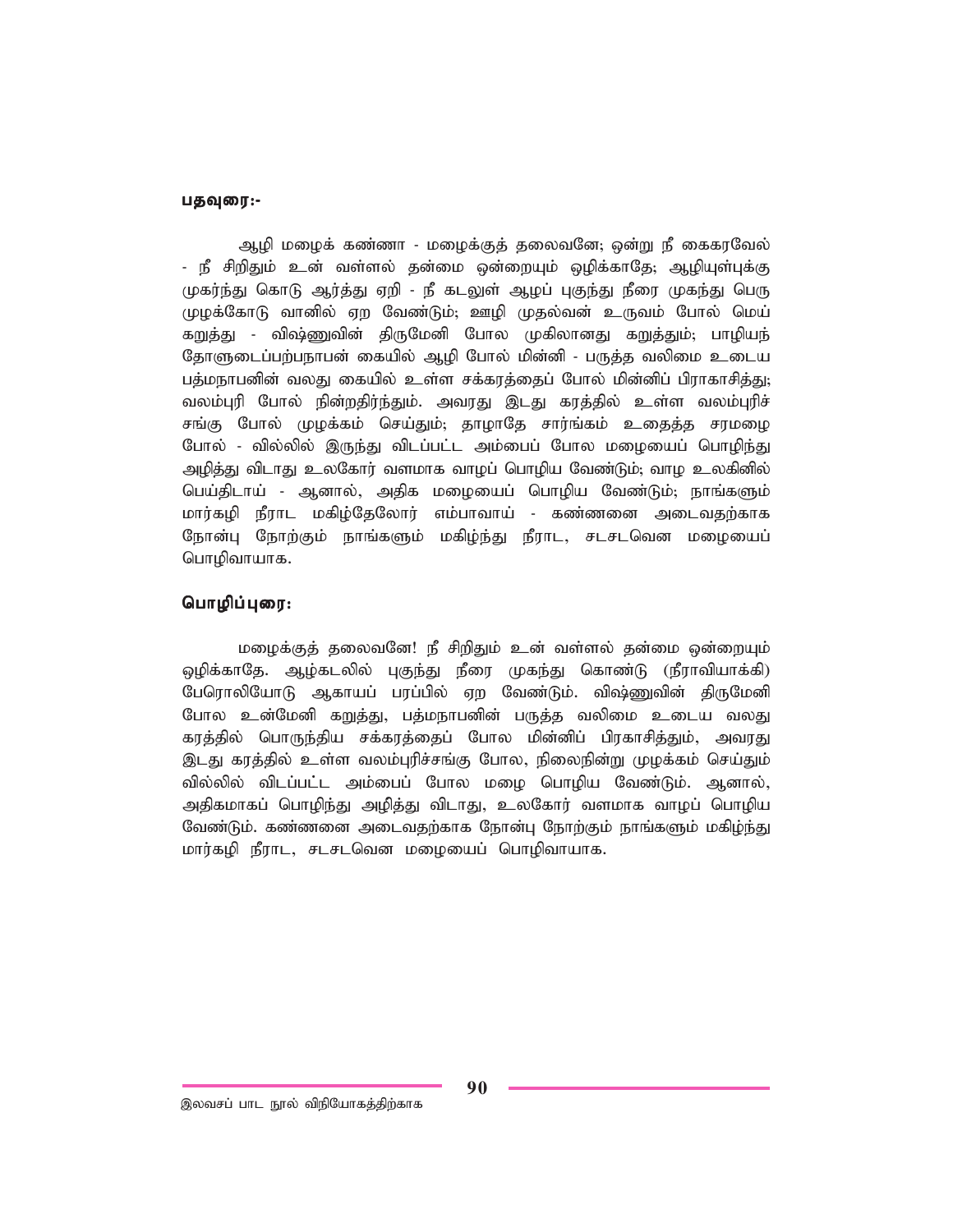**பதவுரை:-**

ஆழி மழைக் கண்ணா - மழைக்குத் தலைவனே; ஒன்று நீ கைகரவேல் - நீ சிறிதும் உன் வள்ளல் தன்மை ஒன்றையும் ஒழிக்காதே; ஆழியுள்புக்கு முகர்ந்து கொடு ஆர்த்து ஏறி - நீ கடலுள் ஆழப் புகுந்து நீரை முகந்து பெரு முழக்கோடு வானில் ஏற வேண்டும்; ஊழி முதல்வன் உருவம் போல் மெய் கறுத்து - விஷ்ணுவின் திருமேனி போல முகிலானது கறுத்தும்; பாழியந் தோளுடைப்பற்பநாபன் கையில் ஆழி போல் மின்னி - பருத்த வலிமை உடைய பத்மநாபனின் வலது கையில் உள்ள சக்கரத்தைப் போல் மின்னிப் பிராகாசித்து; வலம்புரி போல் நின்றதிர்ந்தும். அவரது இடது கரத்தில் உள்ள வலம்புரிச் சங்கு போல் முழக்கம் செய்தும்; தாழாதே சார்ங்கம் உதைத்த சரமழை போல் - வில்லில் இருந்து விடப்பட்ட அம்பைப் போல மழையைப் பொழிந்து அழித்து விடாது உலகோர் வளமாக வாழப் பொழிய வேண்டும்; வாழ உலகினில் பெய்திடாய் - ஆனால், அதிக மழையைப் பொழிய வேண்டும்; நாங்களும் மார்கழி நீராட மகிழ்தேலோர் எம்பாவாய் - கண்ணனை அடைவதற்காக நோன்பு நோற்கும் நாங்களும் மகிழ்ந்து நீராட, சடசடவென மழையைப் பொழிவாயாக.

**பொழிப்புரை:**

மழைக்குத் தலைவனே! நீ சிறிதும் உன் வள்ளல் தன்மை ஒன்றையும் ஒழிக்காதே. ஆழ்கடலில் புகுந்து நீரை முகந்து கொண்டு (நீராவியாக்கி) பேரொலியோடு ஆகாயப் பரப்பில் ஏற வேண்டும். விஷ்ணுவின் திருமேனி போல உன்மேனி கறுத்து, பத்மநாபனின் பருத்த வலிமை உடைய வலது கரத்தில் பொருந்திய சக்கரத்தைப் போல மின்னிப் பிரகாசித்தும், அவரது இடது கரத்தில் உள்ள வலம்புரிச்சங்கு போல, நிலைநின்று முழக்கம் செய்தும் வில்லில் விடப்பட்ட அம்பைப் போல மழை பொழிய வேண்டும். ஆனால், அதிகமாகப் பொழிந்து அழித்து விடாது, உலகோர் வளமாக வாழப் பொழிய வேண்டும். கண்ணனை அடைவதற்காக நோன்பு நோற்கும் நாங்களும் மகிழ்ந்து மார்கழி நீராட, சடசடவென மழையைப் பொழிவாயாக.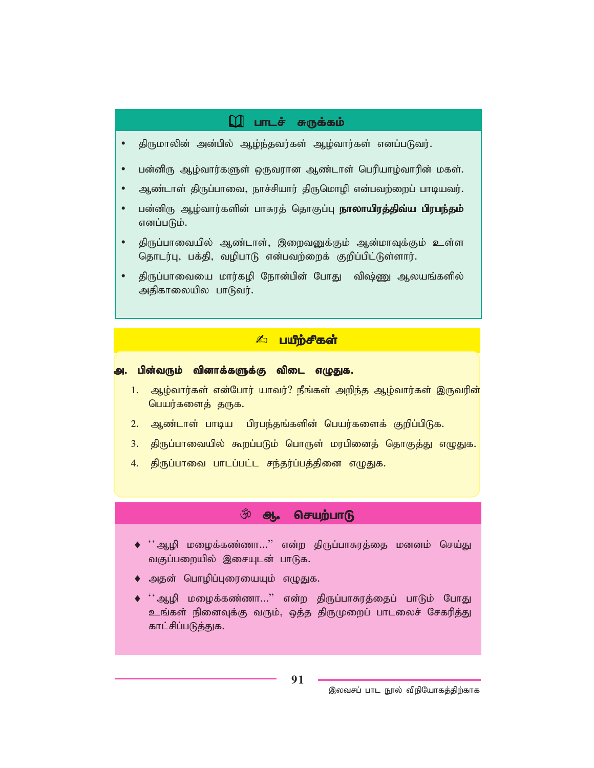## பாடச் சுருக்கம்

- திருமாலின் அன்பில் ஆழ்ந்தவர்கள் ஆழ்வார்கள் எனப்படுவர்.
- பன்னிரு ஆழ்வார்களுள் ஒருவரான ஆண்டாள் பெரியாழ்வாரின் மகள்.
- ஆண்டாள் திருப்பாவை, நாச்சியார் திருமொழி என்பவற்றைப் பாடியவர்.
- பன்னிரு ஆழ்வார்களின் பாசுரத் தொகுப்பு **நாலாயிரத்திவ்ய பிரபந்தம்** எனப்படும்.
- திருப்பாவையில் ஆண்டாள், இறைவனுக்கும் ஆன்மாவுக்கும் உள்ள தொடர்பு, பக்தி, வழிபாடு என்பவற்றைக் குறிப்பிட்டுள்ளார்.
- திருப்பாவையை மார்கழி நோன்பின் போது விஷ்ணு ஆலயங்களில் அதிகாலையில பாடுவர்.

## பயிற்சிகள்

**அ. பின்வரும் வினாக்களுக்கு விடை எழுதுக.**

1. ஆழ்வார்கள் என்போர் யாவர்? நீங்கள் அறிந்த ஆழ்வார்கள் இருவரின் பெயர்களைத் தருக.
2. ஆண்டாள் பாடிய பிரபந்தங்களின் பெயர்களைக் குறிப்பிடுக.
3. திருப்பாவையில் கூறப்படும் பொருள் மரபினைத் தொகுத்து எழுதுக.
4. திருப்பாவை பாடப்பட்ட சந்தர்ப்பத்தினை எழுதுக.

## ஆ. செயற்பாடு

- ''ஆழி மழைக்கண்ணா...'' என்ற திருப்பாசுரத்தை மனனம் செய்து வகுப்பறையில் இசையுடன் பாடுக.
- அதன் பொழிப்புரையையும் எழுதுக.
- ''ஆழி மழைக்கண்ணா...'' என்ற திருப்பாசுரத்தைப் பாடும் போது உங்கள் நினைவுக்கு வரும், ஒத்த திருமுறைப் பாடலைச் சேகரித்து காட்சிப்படுத்துக.